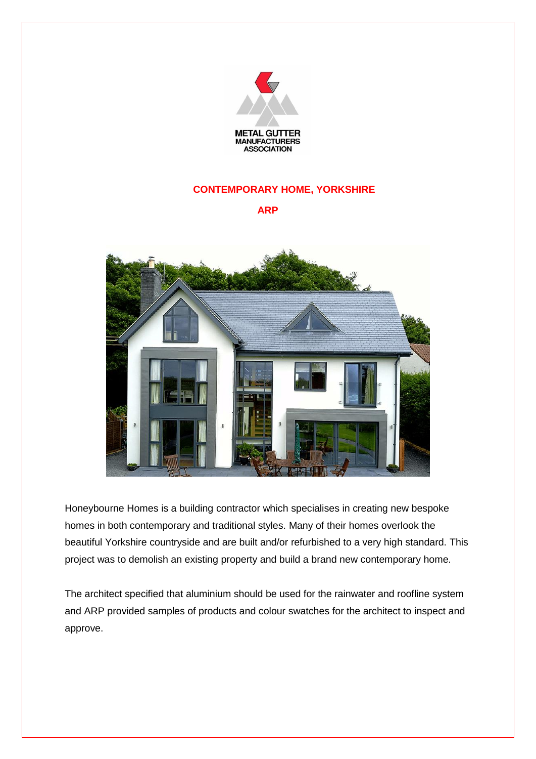METAL GUTTER MANUFACTURERS ASSOCIATION

# CONTEMPORARY HOME, YORKSHIRE

## ARP

Honeybourne Homes is a building contractor which specialises in creating new bespoke homes in both contemporary and traditional styles. Many of their homes overlook the beautiful Yorkshire countryside and are built and/or refurbished to a very high standard. This project was to demolish an existing property and build a brand new contemporary home.

The architect specified that aluminium should be used for the rainwater and roofline system and ARP provided samples of products and colour swatches for the architect to inspect and approve.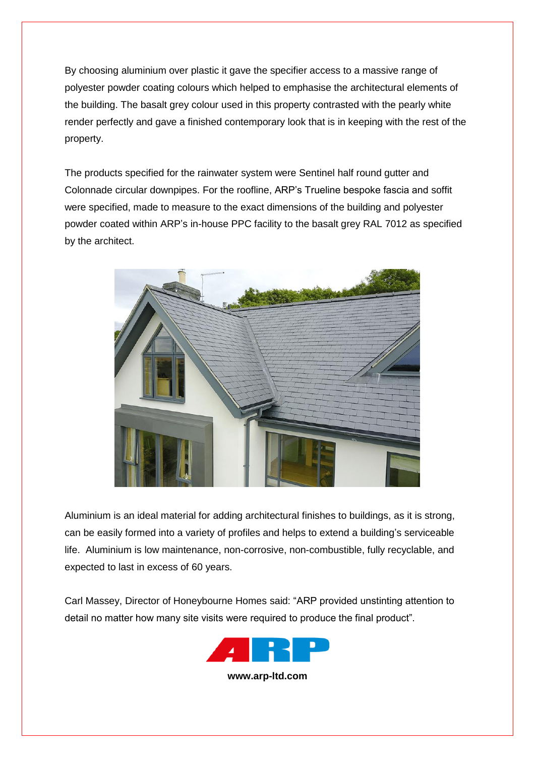By choosing aluminium over plastic it gave the specifier access to a massive range of polyester powder coating colours which helped to emphasise the architectural elements of the building. The basalt grey colour used in this property contrasted with the pearly white render perfectly and gave a finished contemporary look that is in keeping with the rest of the property.

The products specified for the rainwater system were Sentinel half round gutter and Colonnade circular downpipes. For the roofline, ARP's Trueline bespoke fascia and soffit were specified, made to measure to the exact dimensions of the building and polyester powder coated within ARP's in-house PPC facility to the basalt grey RAL 7012 as specified by the architect.

Aluminium is an ideal material for adding architectural finishes to buildings, as it is strong, can be easily formed into a variety of profiles and helps to extend a building's serviceable life. Aluminium is low maintenance, non-corrosive, non-combustible, fully recyclable, and expected to last in excess of 60 years.

Carl Massey, Director of Honeybourne Homes said: "ARP provided unstinting attention to detail no matter how many site visits were required to produce the final product".

ARP

**www.arp-ltd.com**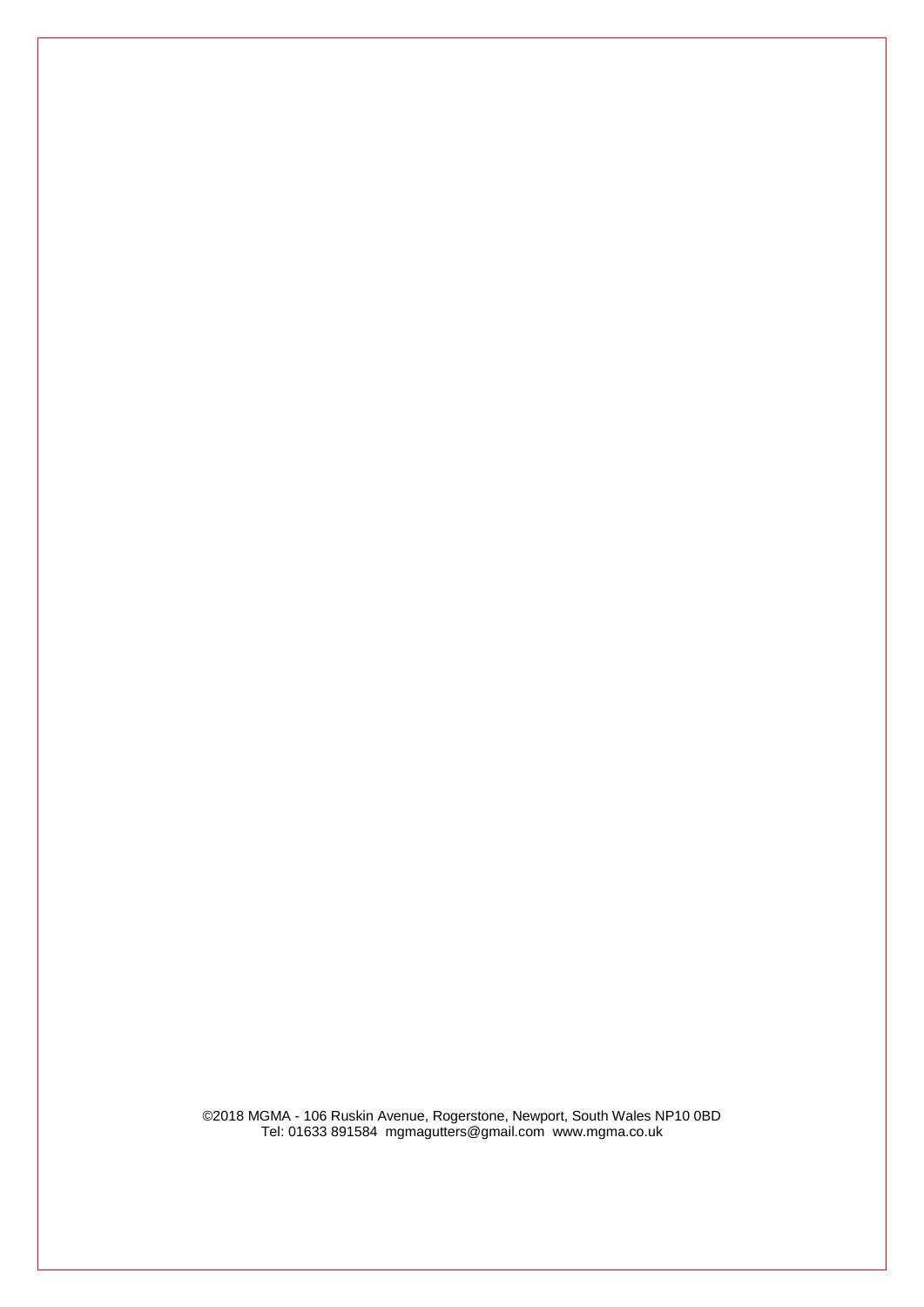©2018 MGMA - 106 Ruskin Avenue, Rogerstone, Newport, South Wales NP10 0BD
Tel: 01633 891584 mgmagutters@gmail.com www.mgma.co.uk